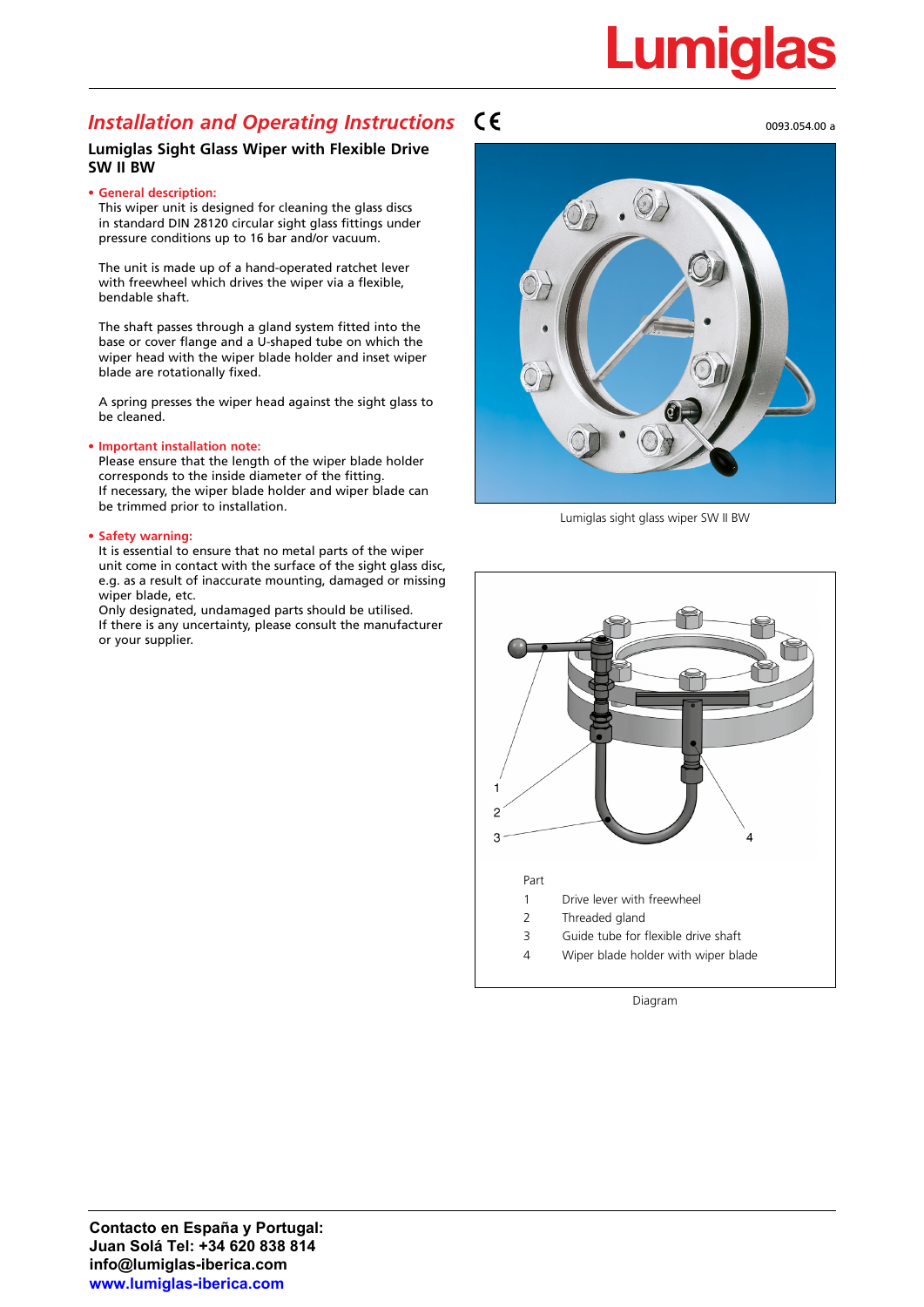# Installation and Operating Instructions

0093.054.00 a

## Lumiglas Sight Glass Wiper with Flexible Drive SW II BW

- **General description:**
  This wiper unit is designed for cleaning the glass discs in standard DIN 28120 circular sight glass fittings under pressure conditions up to 16 bar and/or vacuum.

  The unit is made up of a hand-operated ratchet lever with freewheel which drives the wiper via a flexible, bendable shaft.

  The shaft passes through a gland system fitted into the base or cover flange and a U-shaped tube on which the wiper head with the wiper blade holder and inset wiper blade are rotationally fixed.

  A spring presses the wiper head against the sight glass to be cleaned.

- **Important installation note:**
  Please ensure that the length of the wiper blade holder corresponds to the inside diameter of the fitting.
  If necessary, the wiper blade holder and wiper blade can be trimmed prior to installation.

- **Safety warning:**
  It is essential to ensure that no metal parts of the wiper unit come in contact with the surface of the sight glass disc, e.g. as a result of inaccurate mounting, damaged or missing wiper blade, etc.
  Only designated, undamaged parts should be utilised.
  If there is any uncertainty, please consult the manufacturer or your supplier.

Lumiglas sight glass wiper SW II BW

| Part | |
|---|---|
| 1 | Drive lever with freewheel |
| 2 | Threaded gland |
| 3 | Guide tube for flexible drive shaft |
| 4 | Wiper blade holder with wiper blade |

Diagram

**Contacto en España y Portugal:**
**Juan Solá Tel: +34 620 838 814**
**info@lumiglas-iberica.com**
**www.lumiglas-iberica.com**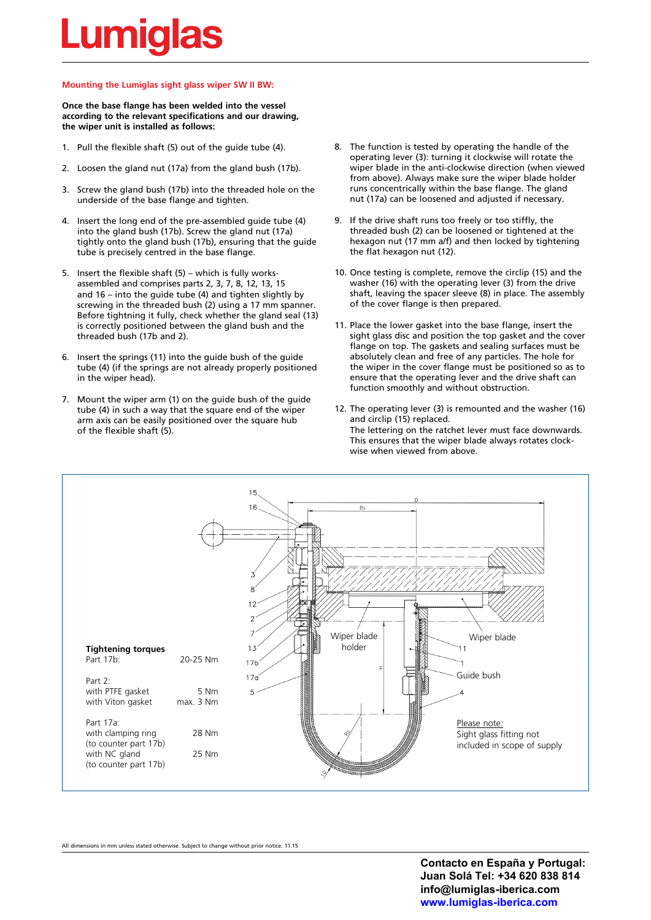# Lumiglas

**Mounting the Lumiglas sight glass wiper SW II BW:**

**Once the base flange has been welded into the vessel according to the relevant specifications and our drawing, the wiper unit is installed as follows:**

1. Pull the flexible shaft (5) out of the guide tube (4).
2. Loosen the gland nut (17a) from the gland bush (17b).
3. Screw the gland bush (17b) into the threaded hole on the underside of the base flange and tighten.
4. Insert the long end of the pre-assembled guide tube (4) into the gland bush (17b). Screw the gland nut (17a) tightly onto the gland bush (17b), ensuring that the guide tube is precisely centred in the base flange.
5. Insert the flexible shaft (5) – which is fully works-assembled and comprises parts 2, 3, 7, 8, 12, 13, 15 and 16 – into the guide tube (4) and tighten slightly by screwing in the threaded bush (2) using a 17 mm spanner. Before tightning it fully, check whether the gland seal (13) is correctly positioned between the gland bush and the threaded bush (17b and 2).
6. Insert the springs (11) into the guide bush of the guide tube (4) (if the springs are not already properly positioned in the wiper head).
7. Mount the wiper arm (1) on the guide bush of the guide tube (4) in such a way that the square end of the wiper arm axis can be easily positioned over the square hub of the flexible shaft (5).
8. The function is tested by operating the handle of the operating lever (3): turning it clockwise will rotate the wiper blade in the anti-clockwise direction (when viewed from above). Always make sure the wiper blade holder runs concentrically within the base flange. The gland nut (17a) can be loosened and adjusted if necessary.
9. If the drive shaft runs too freely or too stiffly, the threaded bush (2) can be loosened or tightened at the hexagon nut (17 mm a/f) and then locked by tightening the flat hexagon nut (12).
10. Once testing is complete, remove the circlip (15) and the washer (16) with the operating lever (3) from the drive shaft, leaving the spacer sleeve (8) in place. The assembly of the cover flange is then prepared.
11. Place the lower gasket into the base flange, insert the sight glass disc and position the top gasket and the cover flange on top. The gaskets and sealing surfaces must be absolutely clean and free of any particles. The hole for the wiper in the cover flange must be positioned so as to ensure that the operating lever and the drive shaft can function smoothly and without obstruction.
12. The operating lever (3) is remounted and the washer (16) and circlip (15) replaced.
    The lettering on the ratchet lever must face downwards. This ensures that the wiper blade always rotates clockwise when viewed from above.

**Tightening torques**

| | |
|---|---|
| Part 17b: | 20-25 Nm |
| Part 2: | |
| with PTFE gasket | 5 Nm |
| with Viton gasket | max. 3 Nm |
| Part 17a: | |
| with clamping ring (to counter part 17b) | 28 Nm |
| with NC gland (to counter part 17b) | 25 Nm |

15
16
3
8
12
2
7
13
17b
17a
5
D
R1
H
R3
10
Wiper blade holder
Wiper blade
11
1
Guide bush
4

Please note:
Sight glass fitting not included in scope of supply

All dimensions in mm unless stated otherwise. Subject to change without prior notice. 11.15

**Contacto en España y Portugal:**
**Juan Solá Tel: +34 620 838 814**
**info@lumiglas-iberica.com**
**www.lumiglas-iberica.com**